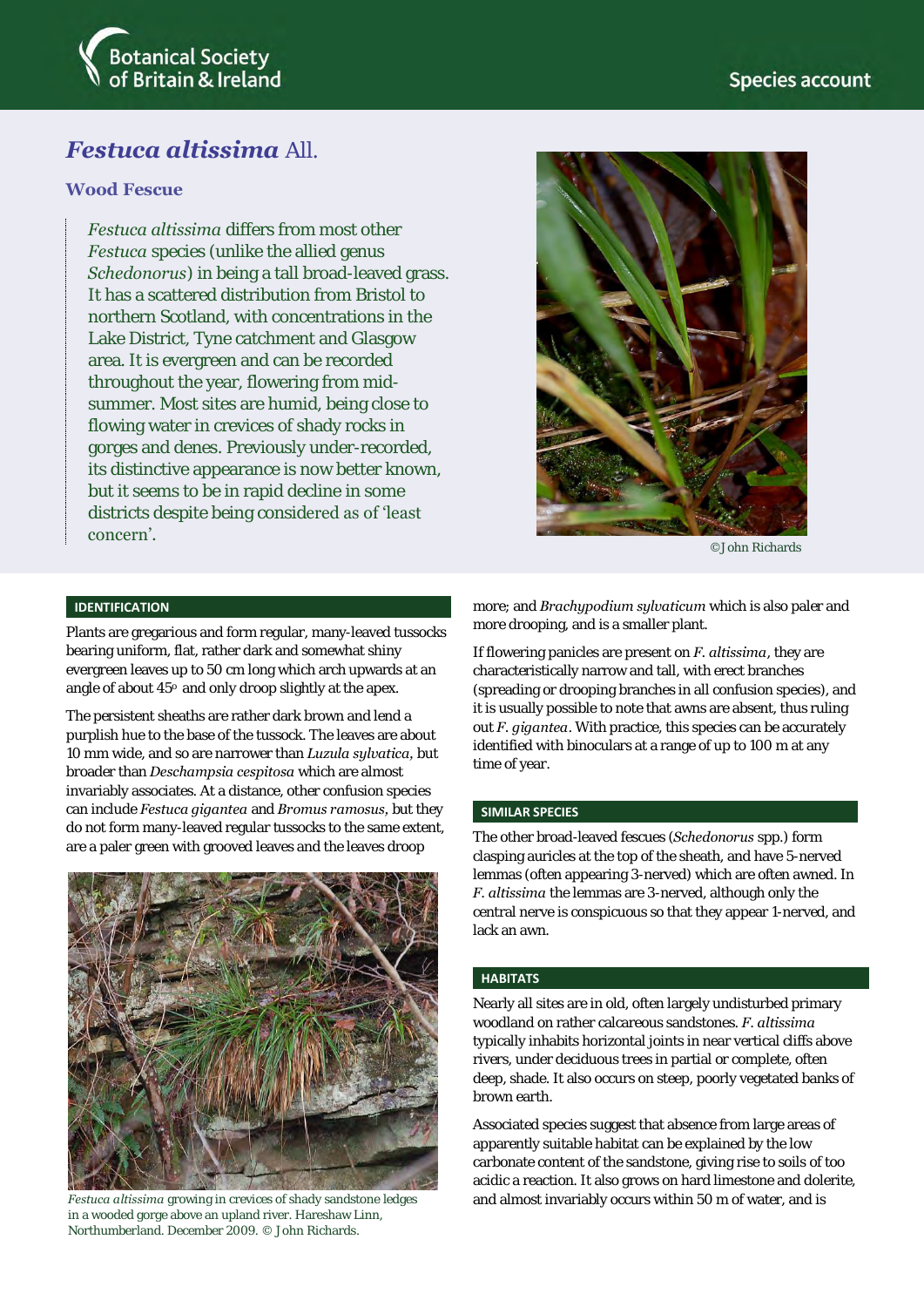# *Festuca altissima* All.

## Wood Fescue

*Festuca altissima* differs from most other *Festuca* species (unlike the allied genus *Schedonorus*) in being a tall broad-leaved grass. It has a scattered distribution from Bristol to northern Scotland, with concentrations in the Lake District, Tyne catchment and Glasgow area. It is evergreen and can be recorded throughout the year, flowering from mid-summer. Most sites are humid, being close to flowing water in crevices of shady rocks in gorges and denes. Previously under-recorded, its distinctive appearance is now better known, but it seems to be in rapid decline in some districts despite being considered as of 'least concern'.

©John Richards

### IDENTIFICATION

Plants are gregarious and form regular, many-leaved tussocks bearing uniform, flat, rather dark and somewhat shiny evergreen leaves up to 50 cm long which arch upwards at an angle of about 45° and only droop slightly at the apex.

The persistent sheaths are rather dark brown and lend a purplish hue to the base of the tussock. The leaves are about 10 mm wide, and so are narrower than *Luzula sylvatica*, but broader than *Deschampsia cespitosa* which are almost invariably associates. At a distance, other confusion species can include *Festuca gigantea* and *Bromus ramosus*, but they do not form many-leaved regular tussocks to the same extent, are a paler green with grooved leaves and the leaves droop more; and *Brachypodium sylvaticum* which is also paler and more drooping, and is a smaller plant.

If flowering panicles are present on *F. altissima*, they are characteristically narrow and tall, with erect branches (spreading or drooping branches in all confusion species), and it is usually possible to note that awns are absent, thus ruling out *F. gigantea*. With practice, this species can be accurately identified with binoculars at a range of up to 100 m at any time of year.

*Festuca altissima* growing in crevices of shady sandstone ledges in a wooded gorge above an upland river. Hareshaw Linn, Northumberland. December 2009. © John Richards.

### SIMILAR SPECIES

The other broad-leaved fescues (*Schedonorus* spp.) form clasping auricles at the top of the sheath, and have 5-nerved lemmas (often appearing 3-nerved) which are often awned. In *F. altissima* the lemmas are 3-nerved, although only the central nerve is conspicuous so that they appear 1-nerved, and lack an awn.

### HABITATS

Nearly all sites are in old, often largely undisturbed primary woodland on rather calcareous sandstones. *F. altissima* typically inhabits horizontal joints in near vertical cliffs above rivers, under deciduous trees in partial or complete, often deep, shade. It also occurs on steep, poorly vegetated banks of brown earth.

Associated species suggest that absence from large areas of apparently suitable habitat can be explained by the low carbonate content of the sandstone, giving rise to soils of too acidic a reaction. It also grows on hard limestone and dolerite, and almost invariably occurs within 50 m of water, and is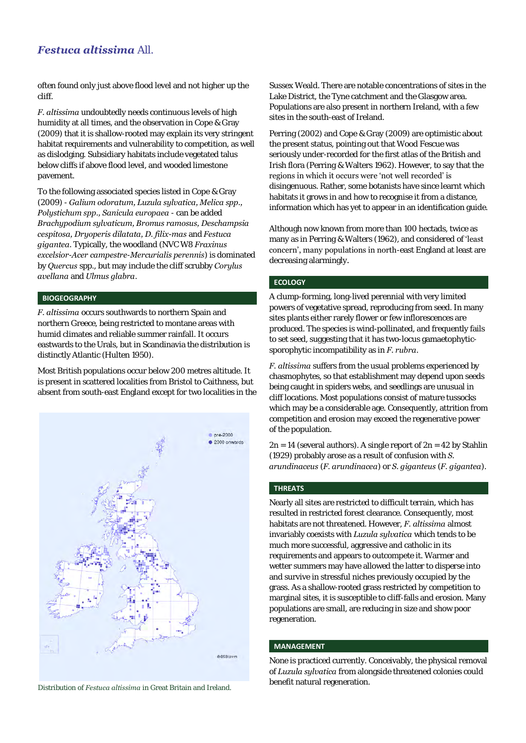often found only just above flood level and not higher up the cliff.

*F. altissima* undoubtedly needs continuous levels of high humidity at all times, and the observation in Cope & Gray (2009) that it is shallow-rooted may explain its very stringent habitat requirements and vulnerability to competition, as well as dislodging. Subsidiary habitats include vegetated talus below cliffs if above flood level, and wooded limestone pavement.

To the following associated species listed in Cope & Gray (2009) - *Galium odoratum*, *Luzula sylvatica*, *Melica spp*., *Polystichum spp*., *Sanicula europaea* - can be added *Brachypodium sylvaticum*, *Bromus ramosus*, *Deschampsia cespitosa*, *Dryoperis dilatata*, *D. filix-mas* and *Festuca gigantea*. Typically, the woodland (NVC W8 *Fraxinus excelsior-Acer campestre-Mercurialis perennis*) is dominated by *Quercus* spp., but may include the cliff scrubby *Corylus avellana* and *Ulmus glabra*.

## BIOGEOGRAPHY

*F. altissima* occurs southwards to northern Spain and northern Greece, being restricted to montane areas with humid climates and reliable summer rainfall. It occurs eastwards to the Urals, but in Scandinavia the distribution is distinctly Atlantic (Hulten 1950).

Most British populations occur below 200 metres altitude. It is present in scattered localities from Bristol to Caithness, but absent from south-east England except for two localities in the Sussex Weald. There are notable concentrations of sites in the Lake District, the Tyne catchment and the Glasgow area. Populations are also present in northern Ireland, with a few sites in the south-east of Ireland.

Distribution of *Festuca altissima* in Great Britain and Ireland.

Perring (2002) and Cope & Gray (2009) are optimistic about the present status, pointing out that Wood Fescue was seriously under-recorded for the first atlas of the British and Irish flora (Perring & Walters 1962). However, to say that the regions in which it occurs were 'not well recorded' is disingenuous. Rather, some botanists have since learnt which habitats it grows in and how to recognise it from a distance, information which has yet to appear in an identification guide.

Although now known from more than 100 hectads, twice as many as in Perring & Walters (1962), and considered of 'least concern', many populations in north-east England at least are decreasing alarmingly.

## ECOLOGY

A clump-forming, long-lived perennial with very limited powers of vegetative spread, reproducing from seed. In many sites plants either rarely flower or few inflorescences are produced. The species is wind-pollinated, and frequently fails to set seed, suggesting that it has two-locus gamaetophytic-sporophytic incompatibility as in *F. rubra*.

*F. altissima* suffers from the usual problems experienced by chasmophytes, so that establishment may depend upon seeds being caught in spiders webs, and seedlings are unusual in cliff locations. Most populations consist of mature tussocks which may be a considerable age. Consequently, attrition from competition and erosion may exceed the regenerative power of the population.

$2n = 14$ (several authors). A single report of $2n = 42$ by Stahlin (1929) probably arose as a result of confusion with *S. arundinaceus* (*F. arundinacea*) or *S. giganteus* (*F. gigantea*).

## THREATS

Nearly all sites are restricted to difficult terrain, which has resulted in restricted forest clearance. Consequently, most habitats are not threatened. However, *F. altissima* almost invariably coexists with *Luzula sylvatica* which tends to be much more successful, aggressive and catholic in its requirements and appears to outcompete it. Warmer and wetter summers may have allowed the latter to disperse into and survive in stressful niches previously occupied by the grass. As a shallow-rooted grass restricted by competition to marginal sites, it is susceptible to cliff-falls and erosion. Many populations are small, are reducing in size and show poor regeneration.

## MANAGEMENT

None is practiced currently. Conceivably, the physical removal of *Luzula sylvatica* from alongside threatened colonies could benefit natural regeneration.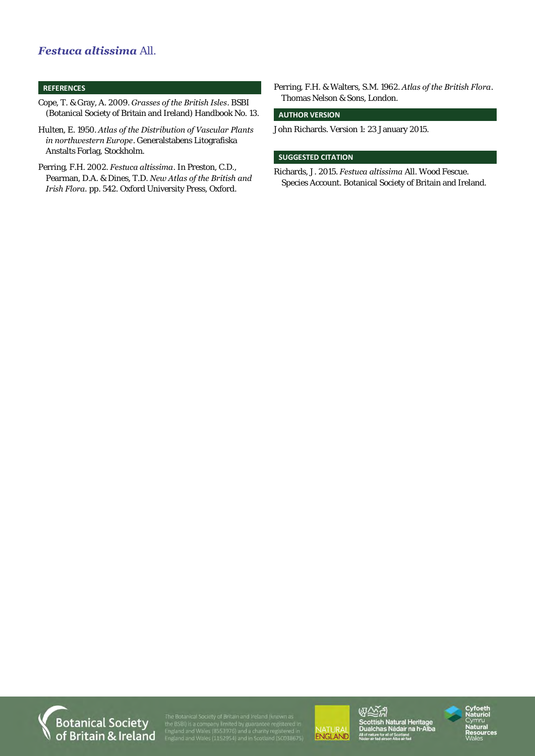# *Festuca altissima* All.

## REFERENCES

Cope, T. & Gray, A. 2009. *Grasses of the British Isles*. BSBI (Botanical Society of Britain and Ireland) Handbook No. 13.

Hulten, E. 1950. *Atlas of the Distribution of Vascular Plants in northwestern Europe*. Generalstabens Litografiska Anstalts Forlag, Stockholm.

Perring, F.H. 2002. *Festuca altissima*. In Preston, C.D., Pearman, D.A. & Dines, T.D. *New Atlas of the British and Irish Flora*. pp. 542. Oxford University Press, Oxford.

Perring, F.H. & Walters, S.M. 1962. *Atlas of the British Flora*. Thomas Nelson & Sons, London.

## AUTHOR VERSION

John Richards. Version 1: 23 January 2015.

## SUGGESTED CITATION

Richards, J. 2015. *Festuca altissima* All. Wood Fescue. Species Account. Botanical Society of Britain and Ireland.

The Botanical Society of Britain and Ireland (known as the BSBI) is a company limited by guarantee registered in England and Wales (8553976) and a charity registered in England and Wales (1152954) and in Scotland (SC038675)